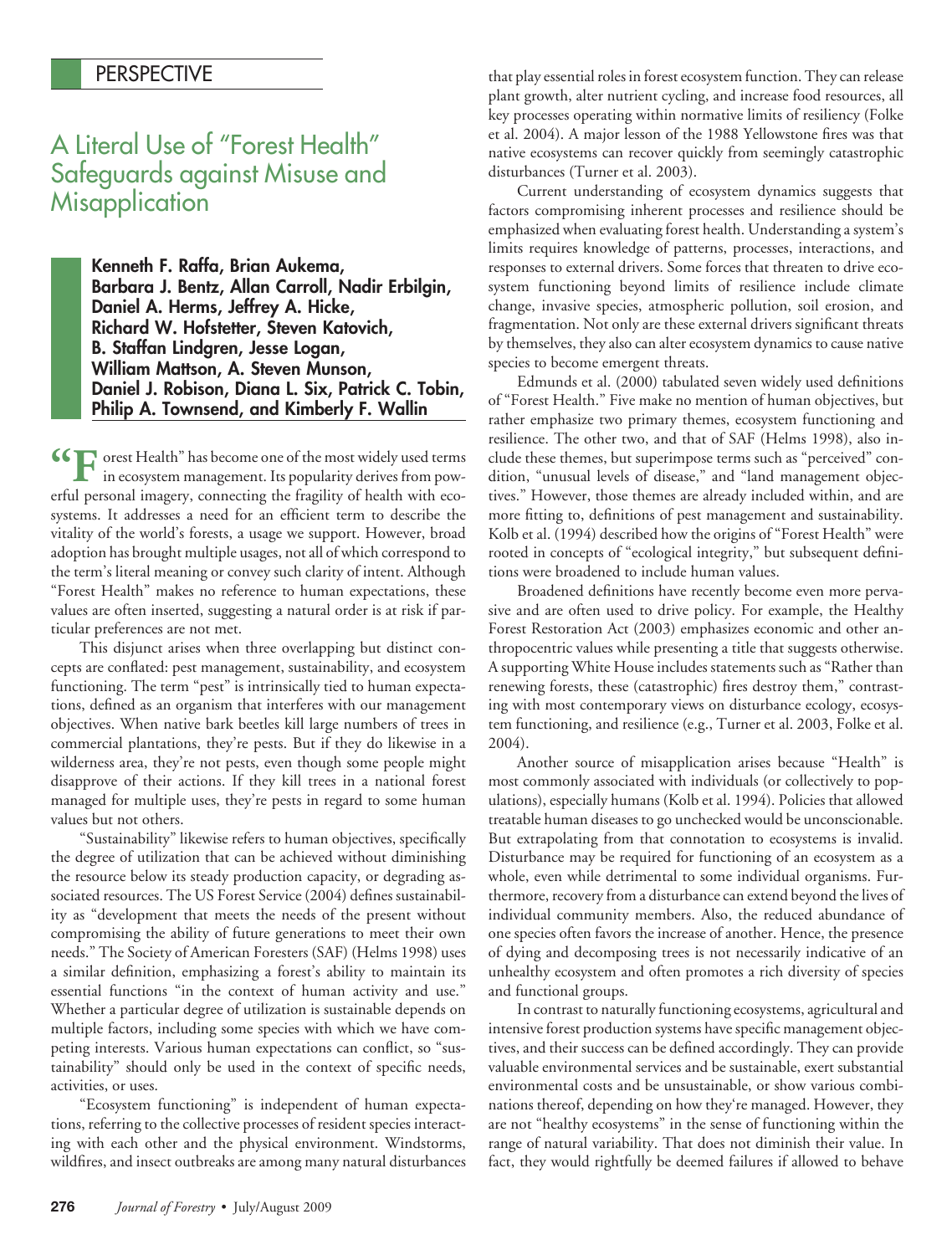PERSPECTIVE

# A Literal Use of "Forest Health" Safeguards against Misuse and Misapplication

**Kenneth F. Raffa, Brian Aukema, Barbara J. Bentz, Allan Carroll, Nadir Erbilgin, Daniel A. Herms, Jeffrey A. Hicke, Richard W. Hofstetter, Steven Katovich, B. Staffan Lindgren, Jesse Logan, William Mattson, A. Steven Munson, Daniel J. Robison, Diana L. Six, Patrick C. Tobin, Philip A. Townsend, and Kimberly F. Wallin**

"Forest Health" has become one of the most widely used terms in ecosystem management. Its popularity derives from powerful personal imagery, connecting the fragility of health with ecosystems. It addresses a need for an efficient term to describe the vitality of the world's forests, a usage we support. However, broad adoption has brought multiple usages, not all of which correspond to the term's literal meaning or convey such clarity of intent. Although "Forest Health" makes no reference to human expectations, these values are often inserted, suggesting a natural order is at risk if particular preferences are not met.

This disjunct arises when three overlapping but distinct concepts are conflated: pest management, sustainability, and ecosystem functioning. The term "pest" is intrinsically tied to human expectations, defined as an organism that interferes with our management objectives. When native bark beetles kill large numbers of trees in commercial plantations, they're pests. But if they do likewise in a wilderness area, they're not pests, even though some people might disapprove of their actions. If they kill trees in a national forest managed for multiple uses, they're pests in regard to some human values but not others.

"Sustainability" likewise refers to human objectives, specifically the degree of utilization that can be achieved without diminishing the resource below its steady production capacity, or degrading associated resources. The US Forest Service (2004) defines sustainability as "development that meets the needs of the present without compromising the ability of future generations to meet their own needs." The Society of American Foresters (SAF) (Helms 1998) uses a similar definition, emphasizing a forest's ability to maintain its essential functions "in the context of human activity and use." Whether a particular degree of utilization is sustainable depends on multiple factors, including some species with which we have competing interests. Various human expectations can conflict, so "sustainability" should only be used in the context of specific needs, activities, or uses.

"Ecosystem functioning" is independent of human expectations, referring to the collective processes of resident species interacting with each other and the physical environment. Windstorms, wildfires, and insect outbreaks are among many natural disturbances that play essential roles in forest ecosystem function. They can release plant growth, alter nutrient cycling, and increase food resources, all key processes operating within normative limits of resiliency (Folke et al. 2004). A major lesson of the 1988 Yellowstone fires was that native ecosystems can recover quickly from seemingly catastrophic disturbances (Turner et al. 2003).

Current understanding of ecosystem dynamics suggests that factors compromising inherent processes and resilience should be emphasized when evaluating forest health. Understanding a system's limits requires knowledge of patterns, processes, interactions, and responses to external drivers. Some forces that threaten to drive ecosystem functioning beyond limits of resilience include climate change, invasive species, atmospheric pollution, soil erosion, and fragmentation. Not only are these external drivers significant threats by themselves, they also can alter ecosystem dynamics to cause native species to become emergent threats.

Edmunds et al. (2000) tabulated seven widely used definitions of "Forest Health." Five make no mention of human objectives, but rather emphasize two primary themes, ecosystem functioning and resilience. The other two, and that of SAF (Helms 1998), also include these themes, but superimpose terms such as "perceived" condition, "unusual levels of disease," and "land management objectives." However, those themes are already included within, and are more fitting to, definitions of pest management and sustainability. Kolb et al. (1994) described how the origins of "Forest Health" were rooted in concepts of "ecological integrity," but subsequent definitions were broadened to include human values.

Broadened definitions have recently become even more pervasive and are often used to drive policy. For example, the Healthy Forest Restoration Act (2003) emphasizes economic and other anthropocentric values while presenting a title that suggests otherwise. A supporting White House includes statements such as "Rather than renewing forests, these (catastrophic) fires destroy them," contrasting with most contemporary views on disturbance ecology, ecosystem functioning, and resilience (e.g., Turner et al. 2003, Folke et al. 2004).

Another source of misapplication arises because "Health" is most commonly associated with individuals (or collectively to populations), especially humans (Kolb et al. 1994). Policies that allowed treatable human diseases to go unchecked would be unconscionable. But extrapolating from that connotation to ecosystems is invalid. Disturbance may be required for functioning of an ecosystem as a whole, even while detrimental to some individual organisms. Furthermore, recovery from a disturbance can extend beyond the lives of individual community members. Also, the reduced abundance of one species often favors the increase of another. Hence, the presence of dying and decomposing trees is not necessarily indicative of an unhealthy ecosystem and often promotes a rich diversity of species and functional groups.

In contrast to naturally functioning ecosystems, agricultural and intensive forest production systems have specific management objectives, and their success can be defined accordingly. They can provide valuable environmental services and be sustainable, exert substantial environmental costs and be unsustainable, or show various combinations thereof, depending on how they're managed. However, they are not "healthy ecosystems" in the sense of functioning within the range of natural variability. That does not diminish their value. In fact, they would rightfully be deemed failures if allowed to behave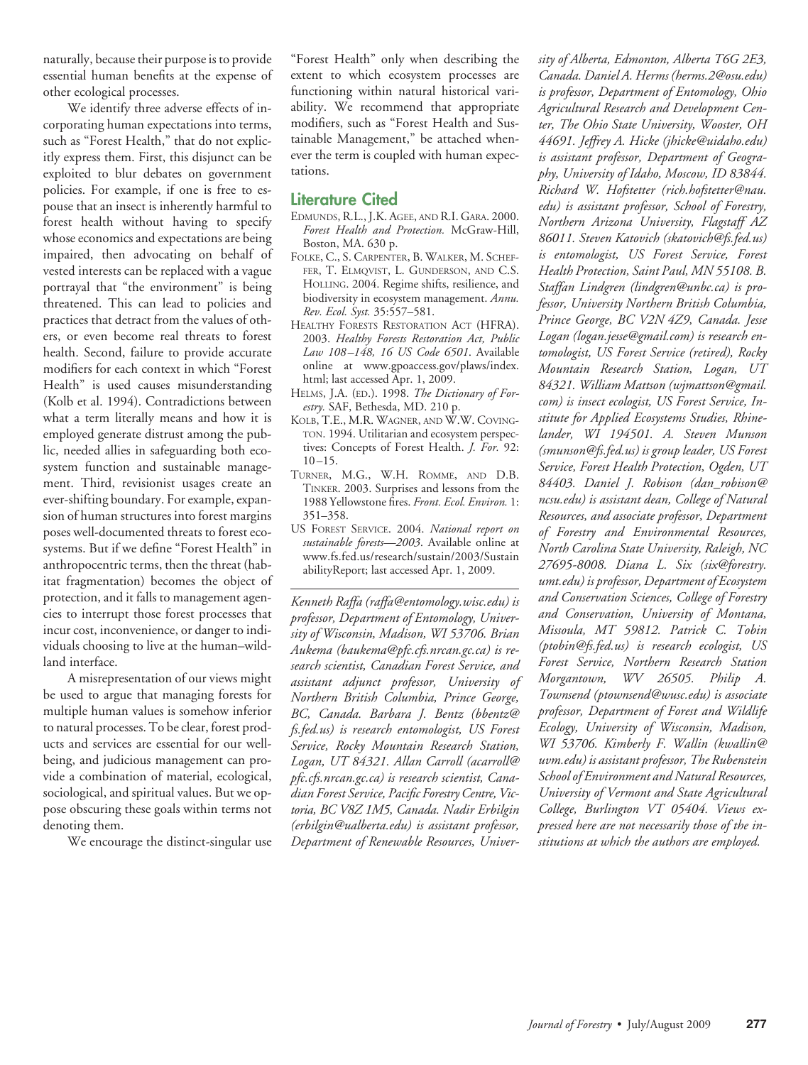naturally, because their purpose is to provide essential human benefits at the expense of other ecological processes.

We identify three adverse effects of incorporating human expectations into terms, such as "Forest Health," that do not explicitly express them. First, this disjunct can be exploited to blur debates on government policies. For example, if one is free to espouse that an insect is inherently harmful to forest health without having to specify whose economics and expectations are being impaired, then advocating on behalf of vested interests can be replaced with a vague portrayal that "the environment" is being threatened. This can lead to policies and practices that detract from the values of others, or even become real threats to forest health. Second, failure to provide accurate modifiers for each context in which "Forest Health" is used causes misunderstanding (Kolb et al. 1994). Contradictions between what a term literally means and how it is employed generate distrust among the public, needed allies in safeguarding both ecosystem function and sustainable management. Third, revisionist usages create an ever-shifting boundary. For example, expansion of human structures into forest margins poses well-documented threats to forest ecosystems. But if we define "Forest Health" in anthropocentric terms, then the threat (habitat fragmentation) becomes the object of protection, and it falls to management agencies to interrupt those forest processes that incur cost, inconvenience, or danger to individuals choosing to live at the human–wildland interface.

A misrepresentation of our views might be used to argue that managing forests for multiple human values is somehow inferior to natural processes. To be clear, forest products and services are essential for our wellbeing, and judicious management can provide a combination of material, ecological, sociological, and spiritual values. But we oppose obscuring these goals within terms not denoting them.

We encourage the distinct-singular use "Forest Health" only when describing the extent to which ecosystem processes are functioning within natural historical variability. We recommend that appropriate modifiers, such as "Forest Health and Sustainable Management," be attached whenever the term is coupled with human expectations.

## Literature Cited

EDMUNDS, R.L., J.K. AGEE, AND R.I. GARA. 2000. *Forest Health and Protection.* McGraw-Hill, Boston, MA. 630 p.

FOLKE, C., S. CARPENTER, B. WALKER, M. SCHEFFER, T. ELMQVIST, L. GUNDERSON, AND C.S. HOLLING. 2004. Regime shifts, resilience, and biodiversity in ecosystem management. *Annu. Rev. Ecol. Syst.* 35:557–581.

HEALTHY FORESTS RESTORATION ACT (HFRA). 2003. *Healthy Forests Restoration Act, Public Law 108–148, 16 US Code 6501.* Available online at www.gpoaccess.gov/plaws/index.html; last accessed Apr. 1, 2009.

HELMS, J.A. (ED.). 1998. *The Dictionary of Forestry.* SAF, Bethesda, MD. 210 p.

KOLB, T.E., M.R. WAGNER, AND W.W. COVINGTON. 1994. Utilitarian and ecosystem perspectives: Concepts of Forest Health. *J. For.* 92: 10–15.

TURNER, M.G., W.H. ROMME, AND D.B. TINKER. 2003. Surprises and lessons from the 1988 Yellowstone fires. *Front. Ecol. Environ.* 1: 351–358.

US FOREST SERVICE. 2004. *National report on sustainable forests—2003.* Available online at www.fs.fed.us/research/sustain/2003/SustainabilityReport; last accessed Apr. 1, 2009.

---

*Kenneth Raffa (raffa@entomology.wisc.edu) is professor, Department of Entomology, University of Wisconsin, Madison, WI 53706. Brian Aukema (baukema@pfc.cfs.nrcan.gc.ca) is research scientist, Canadian Forest Service, and assistant adjunct professor, University of Northern British Columbia, Prince George, BC, Canada. Barbara J. Bentz (bbentz@fs.fed.us) is research entomologist, US Forest Service, Rocky Mountain Research Station, Logan, UT 84321. Allan Carroll (acarroll@pfc.cfs.nrcan.gc.ca) is research scientist, Canadian Forest Service, Pacific Forestry Centre, Victoria, BC V8Z 1M5, Canada. Nadir Erbilgin (erbilgin@ualberta.edu) is assistant professor, Department of Renewable Resources, University of Alberta, Edmonton, Alberta T6G 2E3, Canada. Daniel A. Herms (herms.2@osu.edu) is professor, Department of Entomology, Ohio Agricultural Research and Development Center, The Ohio State University, Wooster, OH 44691. Jeffrey A. Hicke (jhicke@uidaho.edu) is assistant professor, Department of Geography, University of Idaho, Moscow, ID 83844. Richard W. Hofstetter (rich.hofstetter@nau.edu) is assistant professor, School of Forestry, Northern Arizona University, Flagstaff AZ 86011. Steven Katovich (skatovich@fs.fed.us) is entomologist, US Forest Service, Forest Health Protection, Saint Paul, MN 55108. B. Staffan Lindgren (lindgren@unbc.ca) is professor, University Northern British Columbia, Prince George, BC V2N 4Z9, Canada. Jesse Logan (logan.jesse@gmail.com) is research entomologist, US Forest Service (retired), Rocky Mountain Research Station, Logan, UT 84321. William Mattson (wjmattson@gmail.com) is insect ecologist, US Forest Service, Institute for Applied Ecosystems Studies, Rhinelander, WI 194501. A. Steven Munson (smunson@fs.fed.us) is group leader, US Forest Service, Forest Health Protection, Ogden, UT 84403. Daniel J. Robison (dan_robison@ncsu.edu) is assistant dean, College of Natural Resources, and associate professor, Department of Forestry and Environmental Resources, North Carolina State University, Raleigh, NC 27695-8008. Diana L. Six (six@forestry.umt.edu) is professor, Department of Ecosystem and Conservation Sciences, College of Forestry and Conservation, University of Montana, Missoula, MT 59812. Patrick C. Tobin (ptobin@fs.fed.us) is research ecologist, US Forest Service, Northern Research Station Morgantown, WV 26505. Philip A. Townsend (ptownsend@wusc.edu) is associate professor, Department of Forest and Wildlife Ecology, University of Wisconsin, Madison, WI 53706. Kimberly F. Wallin (kwallin@uvm.edu) is assistant professor, The Rubenstein School of Environment and Natural Resources, University of Vermont and State Agricultural College, Burlington VT 05404. Views expressed here are not necessarily those of the institutions at which the authors are employed.*